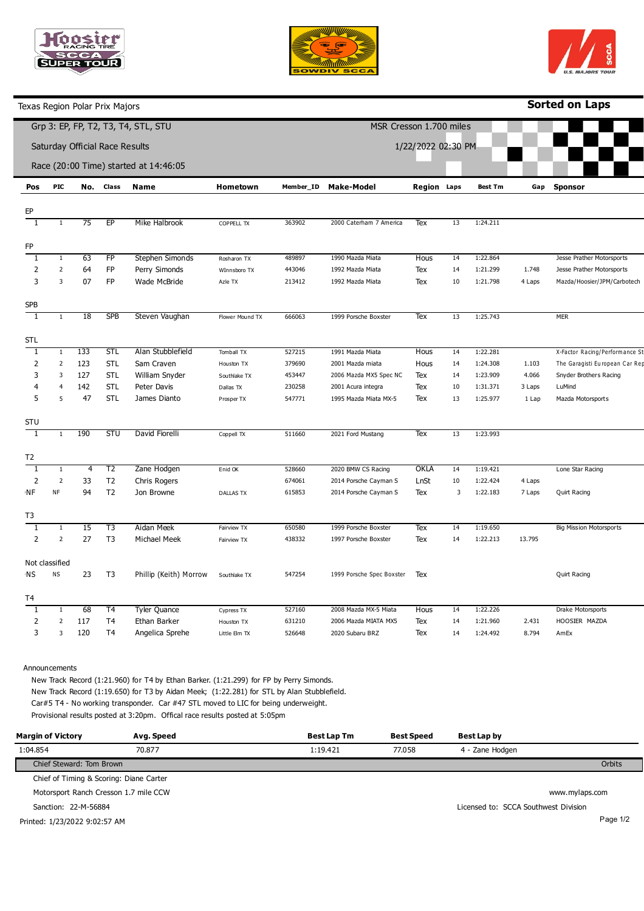Texas Region Polar Prix Majors

**Sorted on Laps**

Grp 3: EP, FP, T2, T3, T4, STL, STU

MSR Cresson 1.700 miles

Saturday Official Race Results

1/22/2022 02:30 PM

Race (20:00 Time) started at 14:46:05

| Pos | PIC | No. | Class | Name | Hometown | Member_ID | Make-Model | Region | Laps | Best Tm | Gap | Sponsor |
|---|---|---|---|---|---|---|---|---|---|---|---|---|
| **EP** | | | | | | | | | | | | |
| 1 | 1 | 75 | EP | Mike Halbrook | COPPELL TX | 363902 | 2000 Caterham 7 America | Tex | 13 | 1:24.211 | | |
| **FP** | | | | | | | | | | | | |
| 1 | 1 | 63 | FP | Stephen Simonds | Rosharon TX | 489897 | 1990 Mazda Miata | Hous | 14 | 1:22.864 | | Jesse Prather Motorsports |
| 2 | 2 | 64 | FP | Perry Simonds | WInnsboro TX | 443046 | 1992 Mazda Miata | Tex | 14 | 1:21.299 | 1.748 | Jesse Prather Motorsports |
| 3 | 3 | 07 | FP | Wade McBride | Azle TX | 213412 | 1992 Mazda Miata | Tex | 10 | 1:21.798 | 4 Laps | Mazda/Hoosier/JPM/Carbotech |
| **SPB** | | | | | | | | | | | | |
| 1 | 1 | 18 | SPB | Steven Vaughan | Flower Mound TX | 666063 | 1999 Porsche Boxster | Tex | 13 | 1:25.743 | | MER |
| **STL** | | | | | | | | | | | | |
| 1 | 1 | 133 | STL | Alan Stubblefield | Tomball TX | 527215 | 1991 Mazda Miata | Hous | 14 | 1:22.281 | | X-Factor Racing/Performance St |
| 2 | 2 | 123 | STL | Sam Craven | Houston TX | 379690 | 2001 Mazda miata | Hous | 14 | 1:24.308 | 1.103 | The Garagisti European Car Rep |
| 3 | 3 | 127 | STL | William Snyder | Southlake TX | 453447 | 2006 Mazda MX5 Spec NC | Tex | 14 | 1:23.909 | 4.066 | Snyder Brothers Racing |
| 4 | 4 | 142 | STL | Peter Davis | Dallas TX | 230258 | 2001 Acura integra | Tex | 10 | 1:31.371 | 3 Laps | LuMind |
| 5 | 5 | 47 | STL | James Dianto | Prosper TX | 547771 | 1995 Mazda Miata MX-5 | Tex | 13 | 1:25.977 | 1 Lap | Mazda Motorsports |
| **STU** | | | | | | | | | | | | |
| 1 | 1 | 190 | STU | David Fiorelli | Coppell TX | 511660 | 2021 Ford Mustang | Tex | 13 | 1:23.993 | | |
| **T2** | | | | | | | | | | | | |
| 1 | 1 | 4 | T2 | Zane Hodgen | Enid OK | 528660 | 2020 BMW CS Racing | OKLA | 14 | 1:19.421 | | Lone Star Racing |
| 2 | 2 | 33 | T2 | Chris Rogers | | 674061 | 2014 Porsche Cayman S | LnSt | 10 | 1:22.424 | 4 Laps | |
| NF | NF | 94 | T2 | Jon Browne | DALLAS TX | 615853 | 2014 Porsche Cayman S | Tex | 3 | 1:22.183 | 7 Laps | Quirt Racing |
| **T3** | | | | | | | | | | | | |
| 1 | 1 | 15 | T3 | Aidan Meek | Fairview TX | 650580 | 1999 Porsche Boxster | Tex | 14 | 1:19.650 | | Big Mission Motorsports |
| 2 | 2 | 27 | T3 | Michael Meek | Fairview TX | 438332 | 1997 Porsche Boxster | Tex | 14 | 1:22.213 | 13.795 | |
| **Not classified** | | | | | | | | | | | | |
| NS | NS | 23 | T3 | Phillip (Keith) Morrow | Southlake TX | 547254 | 1999 Porsche Spec Boxster | Tex | | | | Quirt Racing |
| **T4** | | | | | | | | | | | | |
| 1 | 1 | 68 | T4 | Tyler Quance | Cypress TX | 527160 | 2008 Mazda MX-5 Miata | Hous | 14 | 1:22.226 | | Drake Motorsports |
| 2 | 2 | 117 | T4 | Ethan Barker | Houston TX | 631210 | 2006 Mazda MIATA MX5 | Tex | 14 | 1:21.960 | 2.431 | HOOSIER MAZDA |
| 3 | 3 | 120 | T4 | Angelica Sprehe | Little Elm TX | 526648 | 2020 Subaru BRZ | Tex | 14 | 1:24.492 | 8.794 | AmEx |

Announcements

New Track Record (1:21.960) for T4 by Ethan Barker. (1:21.299) for FP by Perry Simonds.
New Track Record (1:19.650) for T3 by Aidan Meek; (1:22.281) for STL by Alan Stubblefield.
Car#5 T4 - No working transponder. Car #47 STL moved to LIC for being underweight.
Provisional results posted at 3:20pm. Offical race results posted at 5:05pm

| Margin of Victory | Avg. Speed | Best Lap Tm | Best Speed | Best Lap by |
|---|---|---|---|---|
| 1:04.854 | 70.877 | 1:19.421 | 77.058 | 4 - Zane Hodgen |

Chief Steward: Tom Brown

Orbits

Chief of Timing & Scoring: Diane Carter

Motorsport Ranch Cresson 1.7 mile CCW

www.mylaps.com

Sanction: 22-M-56884

Licensed to: SCCA Southwest Division

Printed: 1/23/2022 9:02:57 AM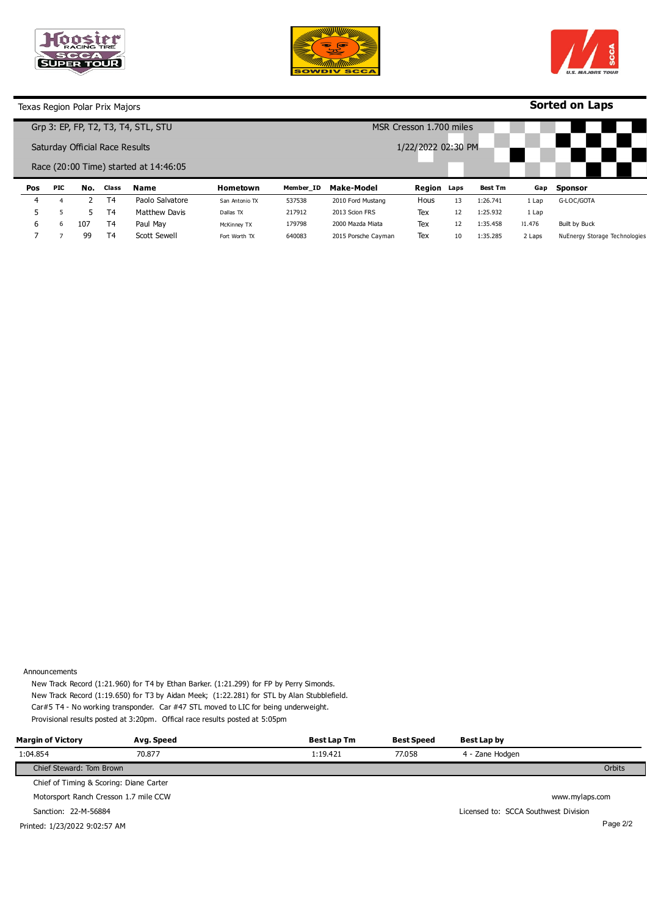Texas Region Polar Prix Majors

**Sorted on Laps**

Grp 3: EP, FP, T2, T3, T4, STL, STU

MSR Cresson 1.700 miles

Saturday Official Race Results

1/22/2022 02:30 PM

Race (20:00 Time) started at 14:46:05

| Pos | PIC | No. | Class | Name | Hometown | Member_ID | Make-Model | Region | Laps | Best Tm | Gap | Sponsor |
|---|---|---|---|---|---|---|---|---|---|---|---|---|
| 4 | 4 | 2 | T4 | Paolo Salvatore | San Antonio TX | 537538 | 2010 Ford Mustang | Hous | 13 | 1:26.741 | 1 Lap | G-LOC/GOTA |
| 5 | 5 | 5 | T4 | Matthew Davis | Dallas TX | 217912 | 2013 Scion FRS | Tex | 12 | 1:25.932 | 1 Lap | |
| 6 | 6 | 107 | T4 | Paul May | McKinney TX | 179798 | 2000 Mazda Miata | Tex | 12 | 1:35.458 | )1.476 | Built by Buck |
| 7 | 7 | 99 | T4 | Scott Sewell | Fort Worth TX | 640083 | 2015 Porsche Cayman | Tex | 10 | 1:35.285 | 2 Laps | NuEnergy Storage Technologies |

Announcements

New Track Record (1:21.960) for T4 by Ethan Barker. (1:21.299) for FP by Perry Simonds.
New Track Record (1:19.650) for T3 by Aidan Meek; (1:22.281) for STL by Alan Stubblefield.
Car#5 T4 - No working transponder. Car #47 STL moved to LIC for being underweight.
Provisional results posted at 3:20pm. Offical race results posted at 5:05pm

| Margin of Victory | Avg. Speed | Best Lap Tm | Best Speed | Best Lap by |
|---|---|---|---|---|
| 1:04.854 | 70.877 | 1:19.421 | 77.058 | 4 - Zane Hodgen |

Chief Steward: Tom Brown

Orbits

Chief of Timing & Scoring: Diane Carter

Motorsport Ranch Cresson 1.7 mile CCW

www.mylaps.com

Sanction: 22-M-56884

Licensed to: SCCA Southwest Division

Printed: 1/23/2022 9:02:57 AM